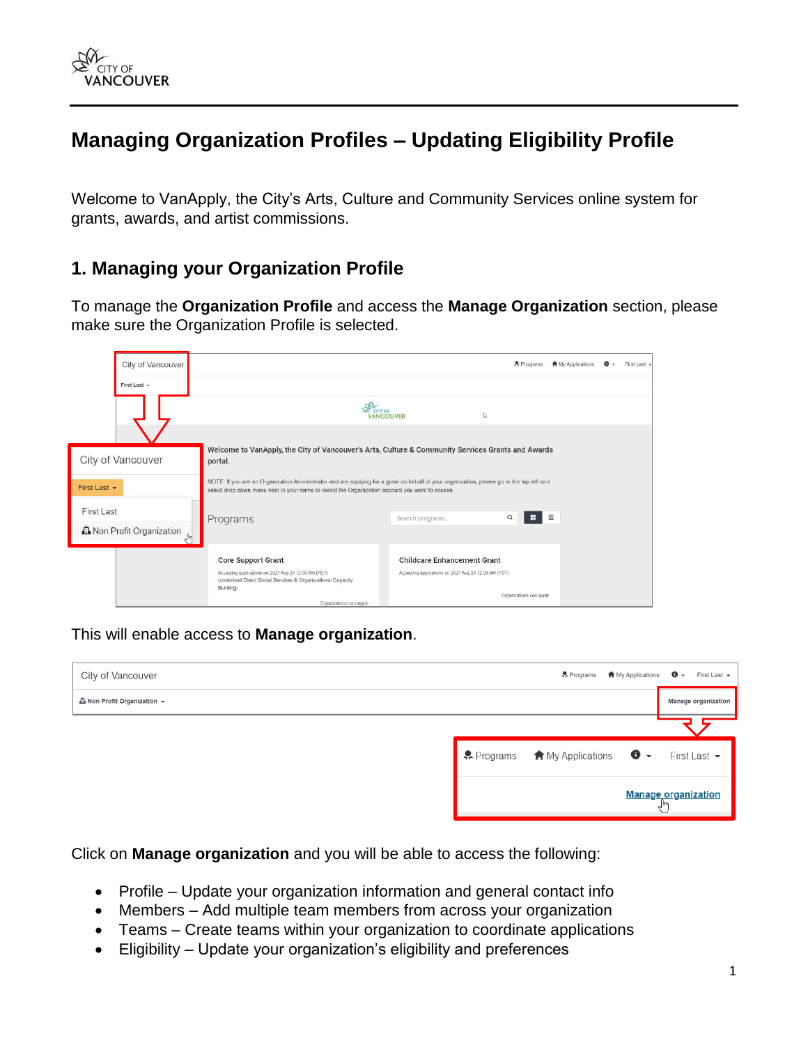# Managing Organization Profiles – Updating Eligibility Profile

Welcome to VanApply, the City's Arts, Culture and Community Services online system for grants, awards, and artist commissions.

## 1. Managing your Organization Profile

To manage the **Organization Profile** and access the **Manage Organization** section, please make sure the Organization Profile is selected.

This will enable access to **Manage organization**.

Click on **Manage organization** and you will be able to access the following:

- Profile – Update your organization information and general contact info
- Members – Add multiple team members from across your organization
- Teams – Create teams within your organization to coordinate applications
- Eligibility – Update your organization's eligibility and preferences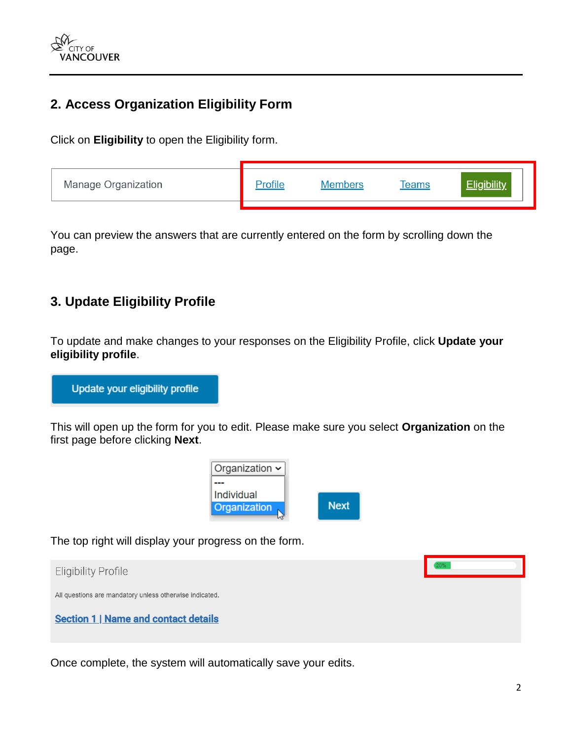## 2. Access Organization Eligibility Form

Click on **Eligibility** to open the Eligibility form.

You can preview the answers that are currently entered on the form by scrolling down the page.

## 3. Update Eligibility Profile

To update and make changes to your responses on the Eligibility Profile, click **Update your eligibility profile**.

This will open up the form for you to edit. Please make sure you select **Organization** on the first page before clicking **Next**.

The top right will display your progress on the form.

Once complete, the system will automatically save your edits.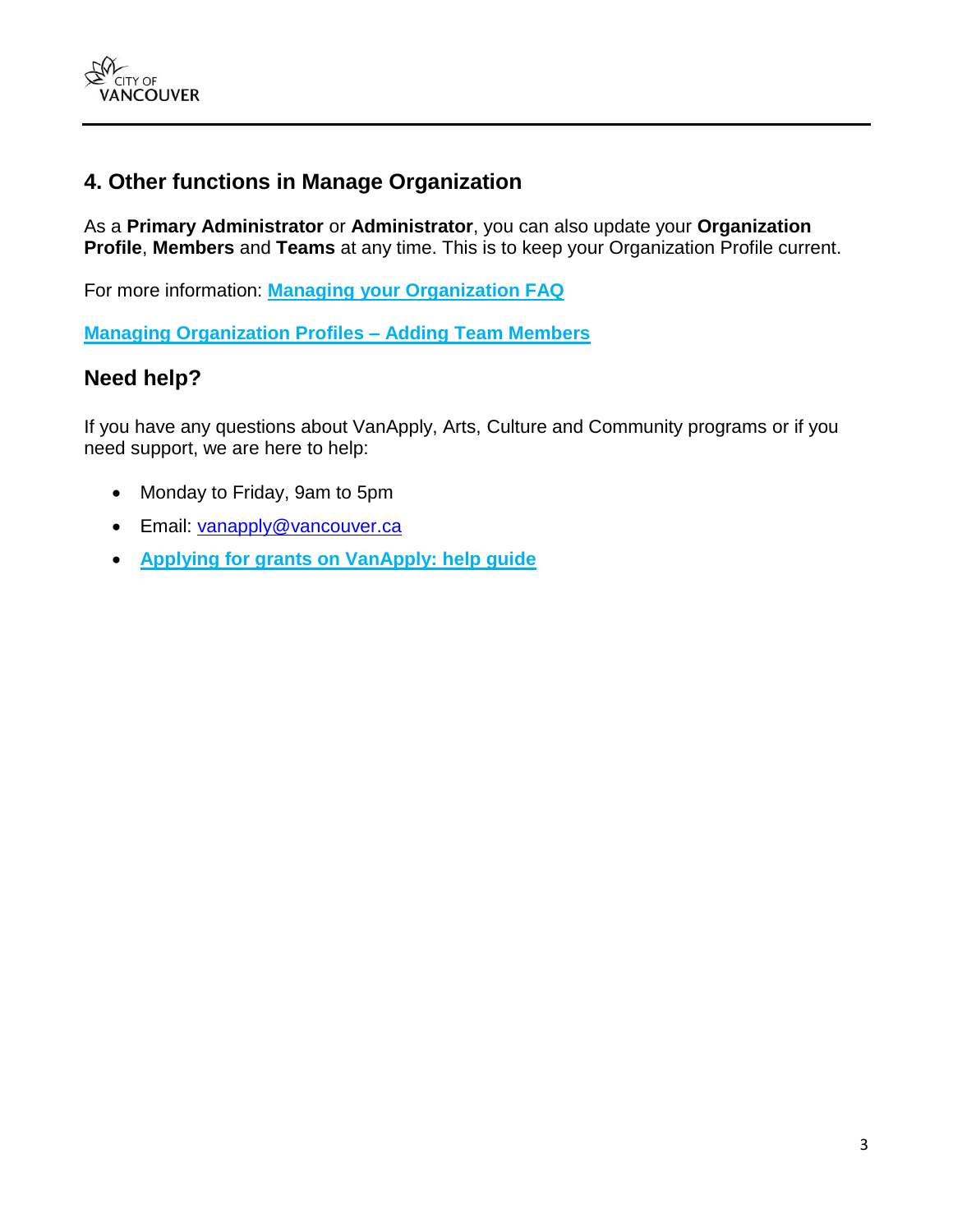## 4. Other functions in Manage Organization

As a **Primary Administrator** or **Administrator**, you can also update your **Organization Profile**, **Members** and **Teams** at any time. This is to keep your Organization Profile current.

For more information: **Managing your Organization FAQ**

**Managing Organization Profiles – Adding Team Members**

## Need help?

If you have any questions about VanApply, Arts, Culture and Community programs or if you need support, we are here to help:

- Monday to Friday, 9am to 5pm
- Email: vanapply@vancouver.ca
- **Applying for grants on VanApply: help guide**